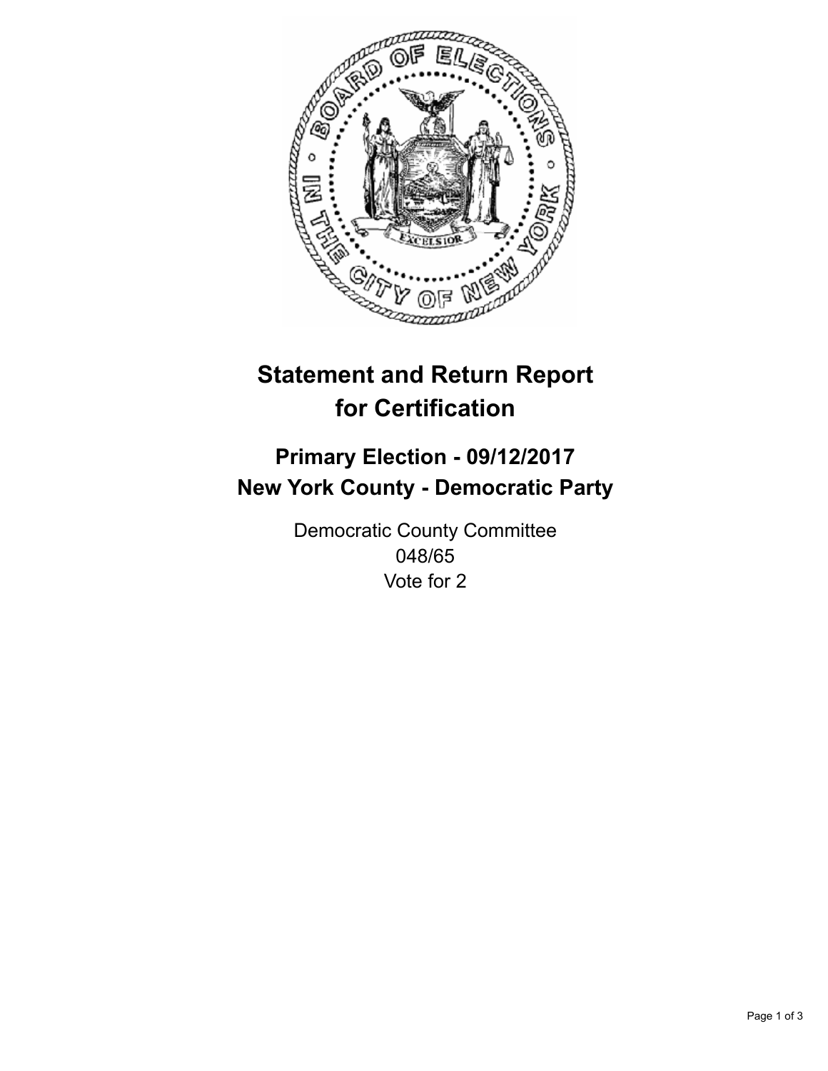# Statement and Return Report for Certification

## Primary Election - 09/12/2017
## New York County - Democratic Party

Democratic County Committee
048/65
Vote for 2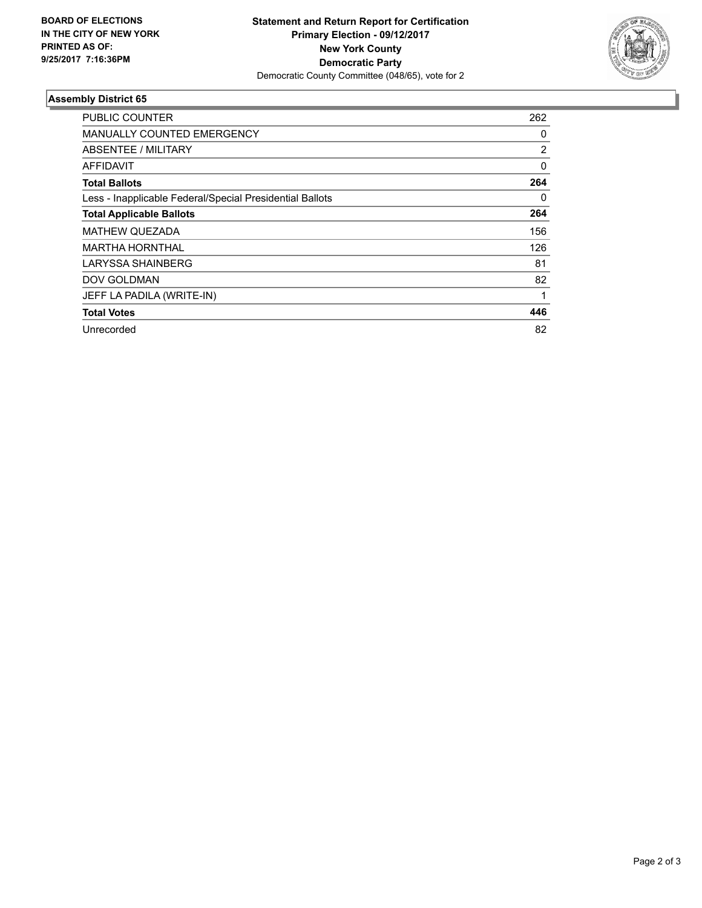**BOARD OF ELECTIONS IN THE CITY OF NEW YORK PRINTED AS OF: 9/25/2017 7:16:36PM**

**Statement and Return Report for Certification**
**Primary Election - 09/12/2017**
**New York County**
**Democratic Party**
Democratic County Committee (048/65), vote for 2

### Assembly District 65

| | |
|---|---|
| PUBLIC COUNTER | 262 |
| MANUALLY COUNTED EMERGENCY | 0 |
| ABSENTEE / MILITARY | 2 |
| AFFIDAVIT | 0 |
| **Total Ballots** | **264** |
| Less - Inapplicable Federal/Special Presidential Ballots | 0 |
| **Total Applicable Ballots** | **264** |
| MATHEW QUEZADA | 156 |
| MARTHA HORNTHAL | 126 |
| LARYSSA SHAINBERG | 81 |
| DOV GOLDMAN | 82 |
| JEFF LA PADILA (WRITE-IN) | 1 |
| **Total Votes** | **446** |
| Unrecorded | 82 |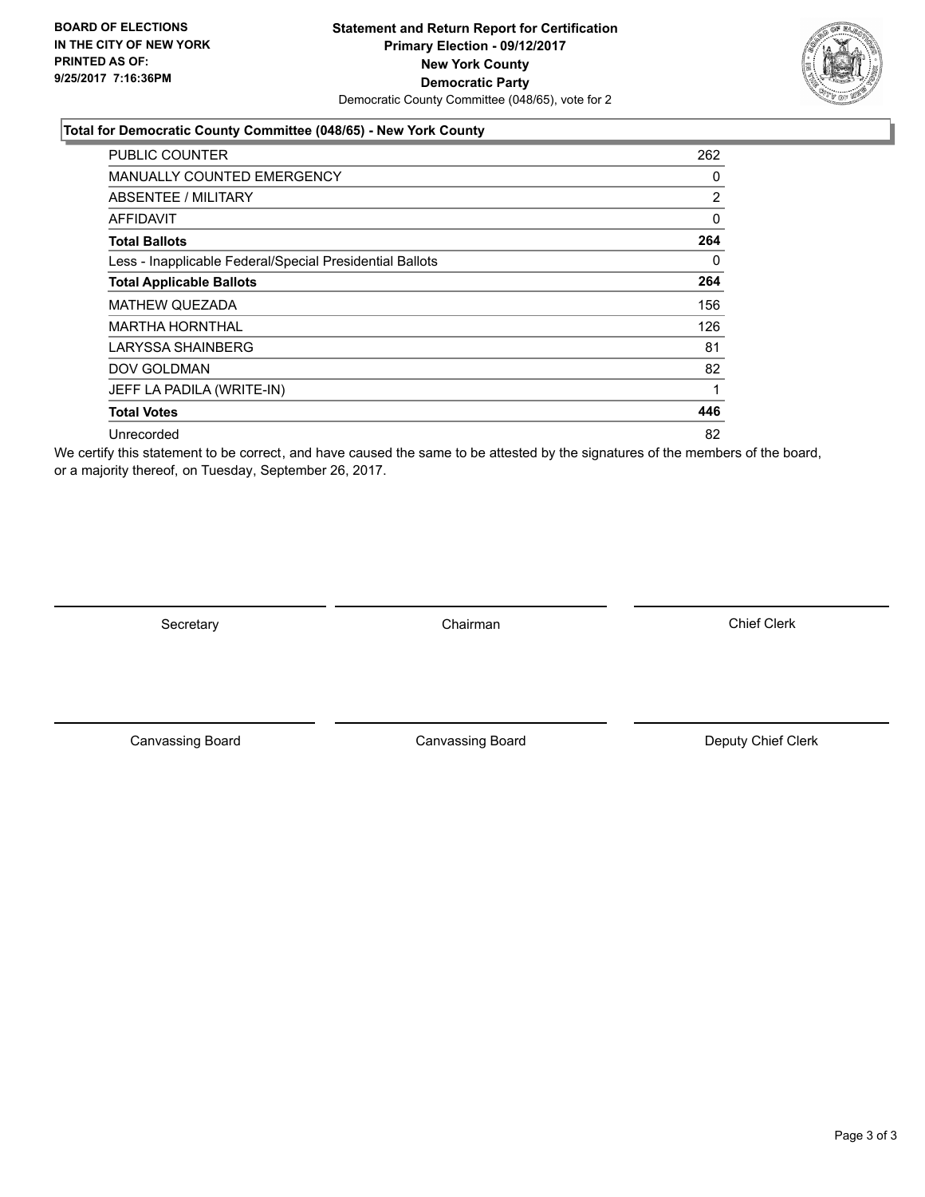**BOARD OF ELECTIONS IN THE CITY OF NEW YORK PRINTED AS OF: 9/25/2017 7:16:36PM**

**Statement and Return Report for Certification**
**Primary Election - 09/12/2017**
**New York County**
**Democratic Party**
Democratic County Committee (048/65), vote for 2

### Total for Democratic County Committee (048/65) - New York County

| | |
|---|---|
| PUBLIC COUNTER | 262 |
| MANUALLY COUNTED EMERGENCY | 0 |
| ABSENTEE / MILITARY | 2 |
| AFFIDAVIT | 0 |
| **Total Ballots** | **264** |
| Less - Inapplicable Federal/Special Presidential Ballots | 0 |
| **Total Applicable Ballots** | **264** |
| MATHEW QUEZADA | 156 |
| MARTHA HORNTHAL | 126 |
| LARYSSA SHAINBERG | 81 |
| DOV GOLDMAN | 82 |
| JEFF LA PADILA (WRITE-IN) | 1 |
| **Total Votes** | **446** |
| Unrecorded | 82 |

We certify this statement to be correct, and have caused the same to be attested by the signatures of the members of the board, or a majority thereof, on Tuesday, September 26, 2017.

Secretary | Chairman | Chief Clerk

Canvassing Board | Canvassing Board | Deputy Chief Clerk